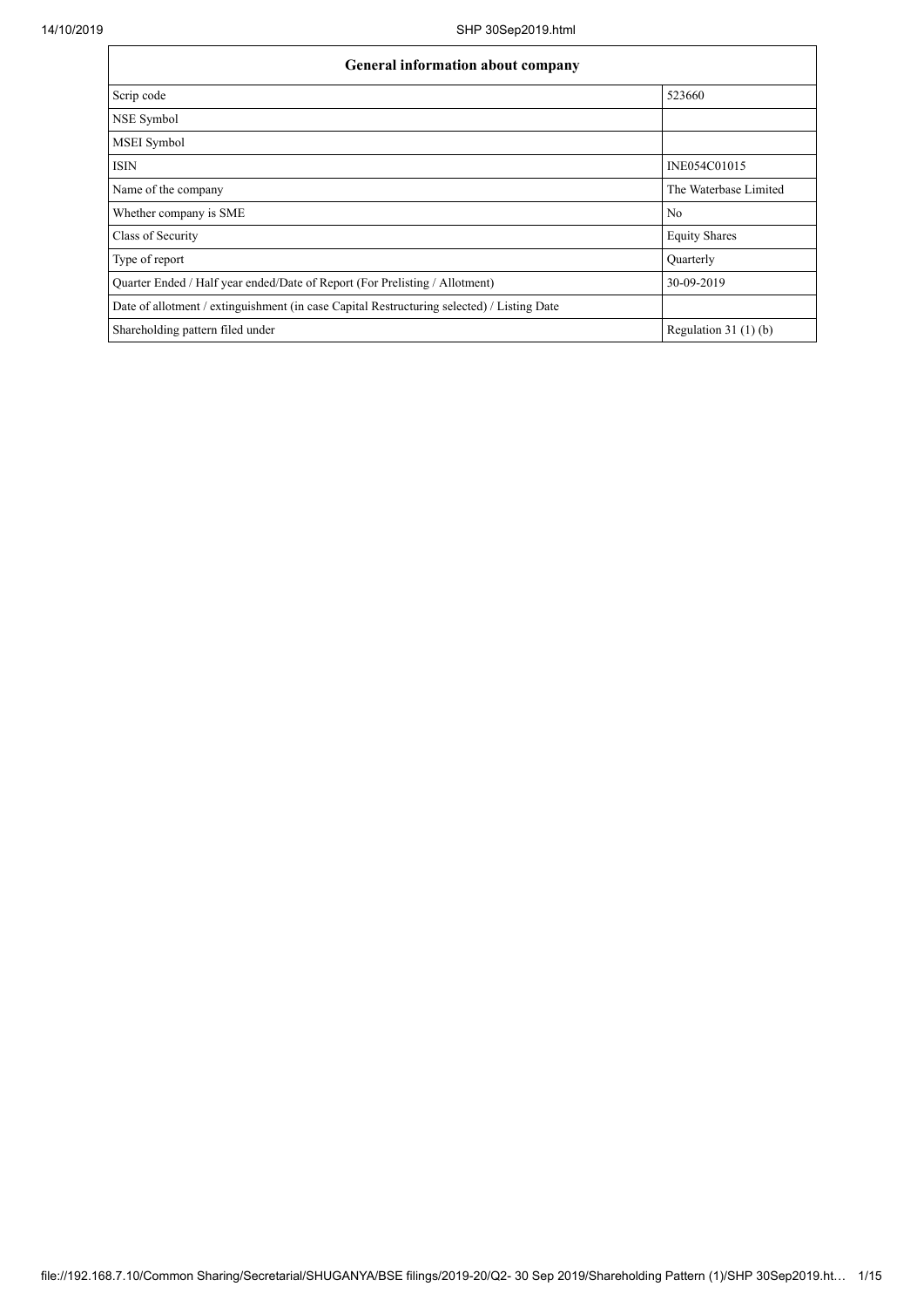| General information about company | |
|---|---|
| Scrip code | 523660 |
| NSE Symbol | |
| MSEI Symbol | |
| ISIN | INE054C01015 |
| Name of the company | The Waterbase Limited |
| Whether company is SME | No |
| Class of Security | Equity Shares |
| Type of report | Quarterly |
| Quarter Ended / Half year ended/Date of Report (For Prelisting / Allotment) | 30-09-2019 |
| Date of allotment / extinguishment (in case Capital Restructuring selected) / Listing Date | |
| Shareholding pattern filed under | Regulation 31 (1) (b) |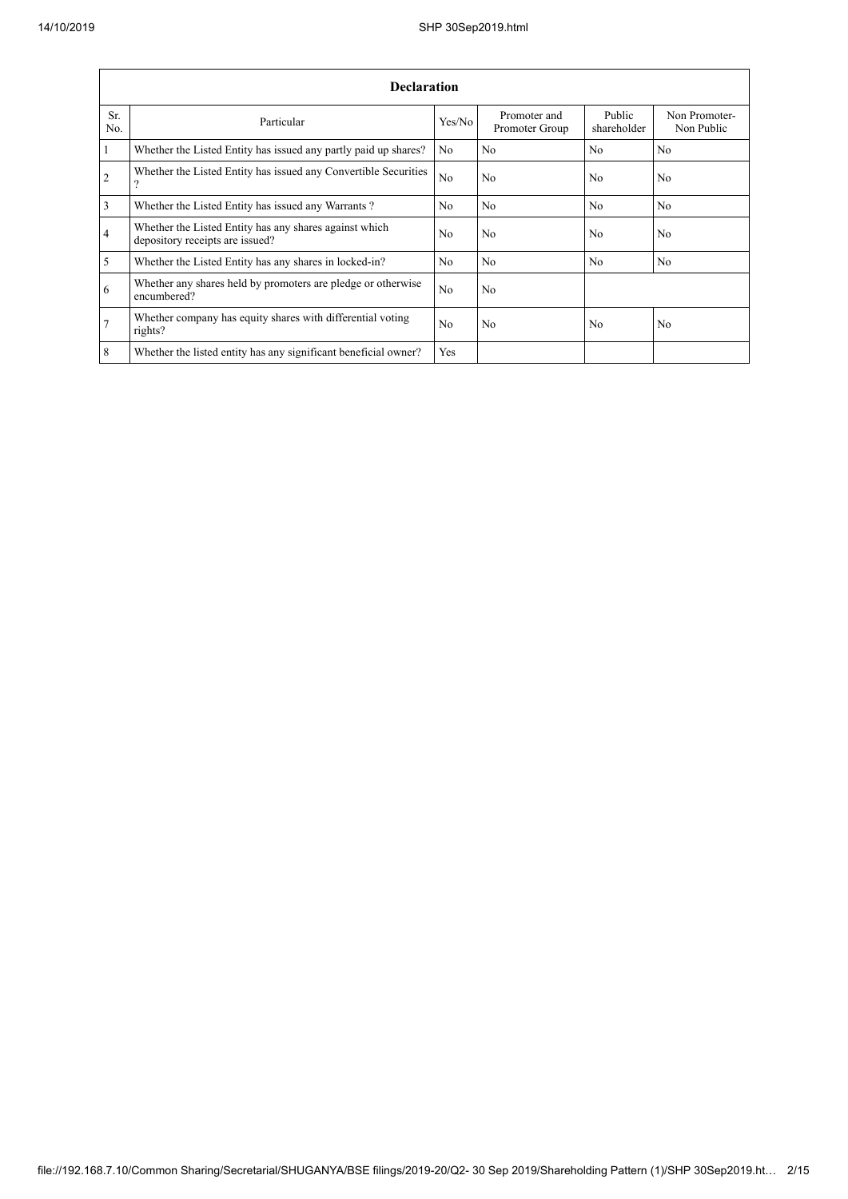| Declaration | | | | | |
|---|---|---|---|---|---|
| Sr. No. | Particular | Yes/No | Promoter and Promoter Group | Public shareholder | Non Promoter- Non Public |
| 1 | Whether the Listed Entity has issued any partly paid up shares? | No | No | No | No |
| 2 | Whether the Listed Entity has issued any Convertible Securities ? | No | No | No | No |
| 3 | Whether the Listed Entity has issued any Warrants ? | No | No | No | No |
| 4 | Whether the Listed Entity has any shares against which depository receipts are issued? | No | No | No | No |
| 5 | Whether the Listed Entity has any shares in locked-in? | No | No | No | No |
| 6 | Whether any shares held by promoters are pledge or otherwise encumbered? | No | No | | |
| 7 | Whether company has equity shares with differential voting rights? | No | No | No | No |
| 8 | Whether the listed entity has any significant beneficial owner? | Yes | | | |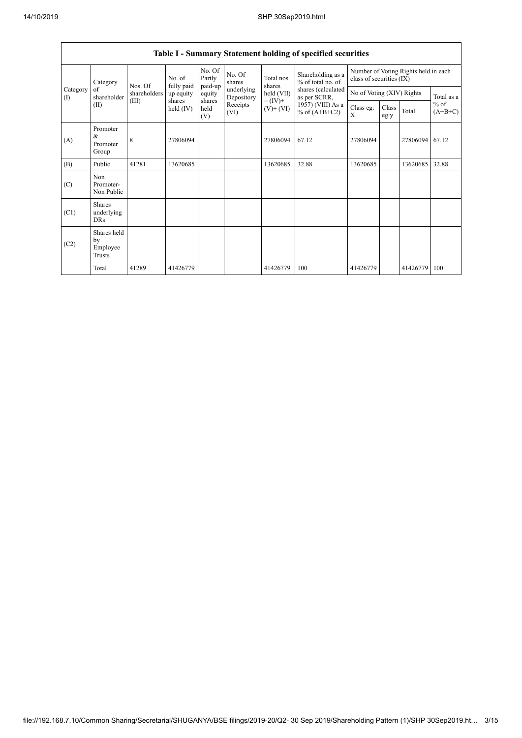| Table I - Summary Statement holding of specified securities | | | | | | | | | | | | |
|---|---|---|---|---|---|---|---|---|---|---|---|---|
| Category (I) | Category of shareholder (II) | Nos. Of shareholders (III) | No. of fully paid up equity shares held (IV) | No. Of Partly paid-up equity shares held (V) | No. Of shares underlying Depository Receipts (VI) | Total nos. shares held (VII) = (IV)+ (V)+ (VI) | Shareholding as a % of total no. of shares (calculated as per SCRR, 1957) (VIII) As a % of (A+B+C2) | Number of Voting Rights held in each class of securities (IX) | | | |
| | | | | | | | | No of Voting (XIV) Rights | | | Total as a % of (A+B+C) |
| | | | | | | | | Class eg: X | Class eg:y | Total | |
| (A) | Promoter & Promoter Group | 8 | 27806094 | | | 27806094 | 67.12 | 27806094 | | 27806094 | 67.12 |
| (B) | Public | 41281 | 13620685 | | | 13620685 | 32.88 | 13620685 | | 13620685 | 32.88 |
| (C) | Non Promoter- Non Public | | | | | | | | | | |
| (C1) | Shares underlying DRs | | | | | | | | | | |
| (C2) | Shares held by Employee Trusts | | | | | | | | | | |
| | Total | 41289 | 41426779 | | | 41426779 | 100 | 41426779 | | 41426779 | 100 |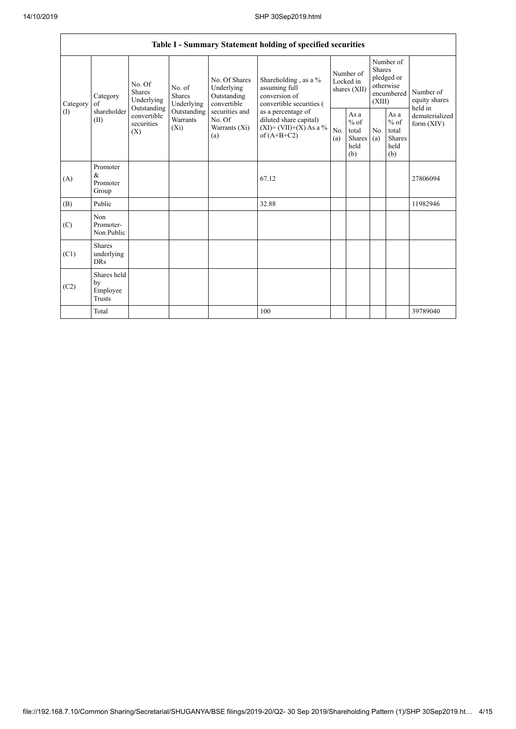| Table I - Summary Statement holding of specified securities | | | | | | | | | | |
|---|---|---|---|---|---|---|---|---|---|---|
| Category (I) | Category of shareholder (II) | No. Of Shares Underlying Outstanding convertible securities (X) | No. of Shares Underlying Outstanding Warrants (Xi) | No. Of Shares Underlying Outstanding convertible securities and No. Of Warrants (Xi) (a) | Shareholding , as a % assuming full conversion of convertible securities ( as a percentage of diluted share capital) (XI)= (VII)+(X) As a % of (A+B+C2) | Number of Locked in shares (XII) | | Number of Shares pledged or otherwise encumbered (XIII) | | Number of equity shares held in dematerialized form (XIV) |
| | | | | | | No. (a) | As a % of total Shares held (b) | No. (a) | As a % of total Shares held (b) | |
| (A) | Promoter & Promoter Group | | | | 67.12 | | | | | 27806094 |
| (B) | Public | | | | 32.88 | | | | | 11982946 |
| (C) | Non Promoter- Non Public | | | | | | | | | |
| (C1) | Shares underlying DRs | | | | | | | | | |
| (C2) | Shares held by Employee Trusts | | | | | | | | | |
| | Total | | | | 100 | | | | | 39789040 |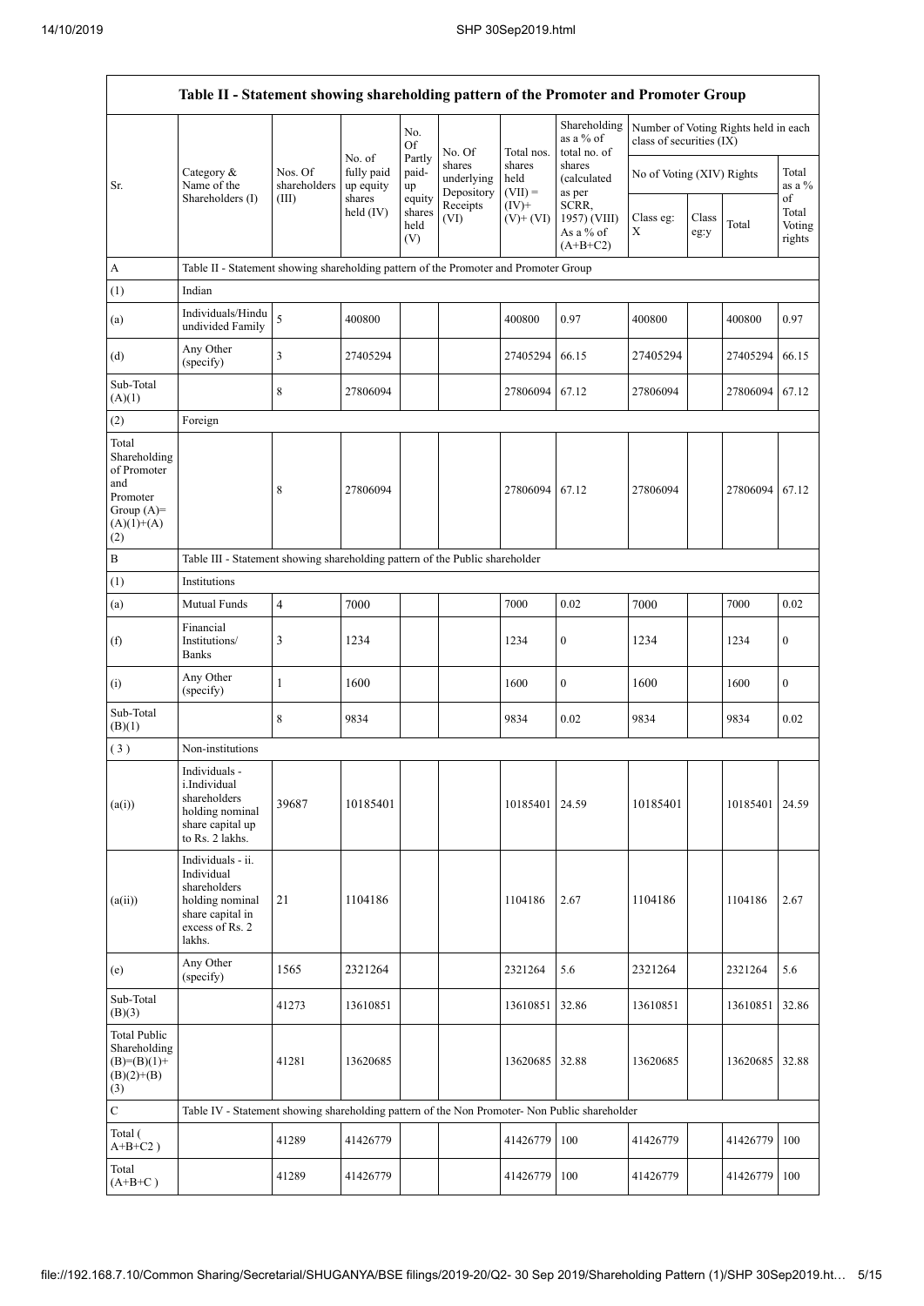| Table II - Statement showing shareholding pattern of the Promoter and Promoter Group | | | | | | | | | | | | |
|---|---|---|---|---|---|---|---|---|---|---|---|---|
| Sr. | Category & Name of the Shareholders (I) | Nos. Of shareholders (III) | No. of fully paid up equity shares held (IV) | No. Of Partly paid-up equity shares held (V) | No. Of shares underlying Depository Receipts (VI) | Total nos. shares held (VII) = (IV)+ (V)+ (VI) | Shareholding as a % of total no. of shares (calculated as per SCRR, 1957) (VIII) As a % of (A+B+C2) | Number of Voting Rights held in each class of securities (IX) | | | |
| | | | | | | | | No of Voting (XIV) Rights | | | Total as a % of Total Voting rights |
| | | | | | | | | Class eg: X | Class eg:y | Total | |
| A | Table II - Statement showing shareholding pattern of the Promoter and Promoter Group | | | | | | | | | | |
| (1) | Indian | | | | | | | | | | |
| (a) | Individuals/Hindu undivided Family | 5 | 400800 | | | 400800 | 0.97 | 400800 | | 400800 | 0.97 |
| (d) | Any Other (specify) | 3 | 27405294 | | | 27405294 | 66.15 | 27405294 | | 27405294 | 66.15 |
| Sub-Total (A)(1) | | 8 | 27806094 | | | 27806094 | 67.12 | 27806094 | | 27806094 | 67.12 |
| (2) | Foreign | | | | | | | | | | |
| Total Shareholding of Promoter and Promoter Group (A)= (A)(1)+(A)(2) | | 8 | 27806094 | | | 27806094 | 67.12 | 27806094 | | 27806094 | 67.12 |
| B | Table III - Statement showing shareholding pattern of the Public shareholder | | | | | | | | | | |
| (1) | Institutions | | | | | | | | | | |
| (a) | Mutual Funds | 4 | 7000 | | | 7000 | 0.02 | 7000 | | 7000 | 0.02 |
| (f) | Financial Institutions/ Banks | 3 | 1234 | | | 1234 | 0 | 1234 | | 1234 | 0 |
| (i) | Any Other (specify) | 1 | 1600 | | | 1600 | 0 | 1600 | | 1600 | 0 |
| Sub-Total (B)(1) | | 8 | 9834 | | | 9834 | 0.02 | 9834 | | 9834 | 0.02 |
| (3) | Non-institutions | | | | | | | | | | |
| (a(i)) | Individuals - i.Individual shareholders holding nominal share capital up to Rs. 2 lakhs. | 39687 | 10185401 | | | 10185401 | 24.59 | 10185401 | | 10185401 | 24.59 |
| (a(ii)) | Individuals - ii. Individual shareholders holding nominal share capital in excess of Rs. 2 lakhs. | 21 | 1104186 | | | 1104186 | 2.67 | 1104186 | | 1104186 | 2.67 |
| (e) | Any Other (specify) | 1565 | 2321264 | | | 2321264 | 5.6 | 2321264 | | 2321264 | 5.6 |
| Sub-Total (B)(3) | | 41273 | 13610851 | | | 13610851 | 32.86 | 13610851 | | 13610851 | 32.86 |
| Total Public Shareholding (B)=(B)(1)+(B)(2)+(B)(3) | | 41281 | 13620685 | | | 13620685 | 32.88 | 13620685 | | 13620685 | 32.88 |
| C | Table IV - Statement showing shareholding pattern of the Non Promoter- Non Public shareholder | | | | | | | | | | |
| Total ( A+B+C2 ) | | 41289 | 41426779 | | | 41426779 | 100 | 41426779 | | 41426779 | 100 |
| Total (A+B+C ) | | 41289 | 41426779 | | | 41426779 | 100 | 41426779 | | 41426779 | 100 |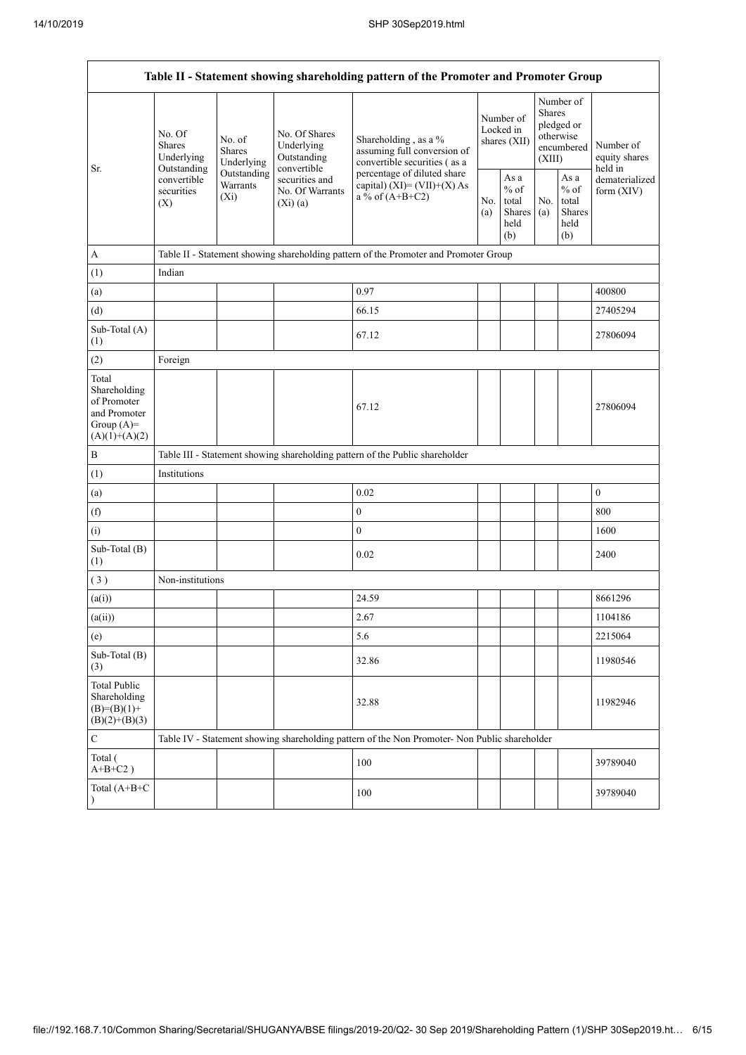| Table II - Statement showing shareholding pattern of the Promoter and Promoter Group | | | | | | | | | |
|---|---|---|---|---|---|---|---|---|---|
| Sr. | No. Of Shares Underlying Outstanding convertible securities (X) | No. of Shares Underlying Outstanding Warrants (Xi) | No. Of Shares Underlying Outstanding convertible securities and No. Of Warrants (Xi) (a) | Shareholding , as a % assuming full conversion of convertible securities ( as a percentage of diluted share capital) (XI)= (VII)+(X) As a % of (A+B+C2) | Number of Locked in shares (XII) | | Number of Shares pledged or otherwise encumbered (XIII) | | Number of equity shares held in dematerialized form (XIV) |
| | | | | | No. (a) | As a % of total Shares held (b) | No. (a) | As a % of total Shares held (b) | |
| A | Table II - Statement showing shareholding pattern of the Promoter and Promoter Group | | | | | | | | |
| (1) | Indian | | | | | | | | |
| (a) | | | | 0.97 | | | | | 400800 |
| (d) | | | | 66.15 | | | | | 27405294 |
| Sub-Total (A) (1) | | | | 67.12 | | | | | 27806094 |
| (2) | Foreign | | | | | | | | |
| Total Shareholding of Promoter and Promoter Group (A)= (A)(1)+(A)(2) | | | | 67.12 | | | | | 27806094 |
| B | Table III - Statement showing shareholding pattern of the Public shareholder | | | | | | | | |
| (1) | Institutions | | | | | | | | |
| (a) | | | | 0.02 | | | | | 0 |
| (f) | | | | 0 | | | | | 800 |
| (i) | | | | 0 | | | | | 1600 |
| Sub-Total (B) (1) | | | | 0.02 | | | | | 2400 |
| ( 3 ) | Non-institutions | | | | | | | | |
| (a(i)) | | | | 24.59 | | | | | 8661296 |
| (a(ii)) | | | | 2.67 | | | | | 1104186 |
| (e) | | | | 5.6 | | | | | 2215064 |
| Sub-Total (B) (3) | | | | 32.86 | | | | | 11980546 |
| Total Public Shareholding (B)=(B)(1)+ (B)(2)+(B)(3) | | | | 32.88 | | | | | 11982946 |
| C | Table IV - Statement showing shareholding pattern of the Non Promoter- Non Public shareholder | | | | | | | | |
| Total ( A+B+C2 ) | | | | 100 | | | | | 39789040 |
| Total (A+B+C ) | | | | 100 | | | | | 39789040 |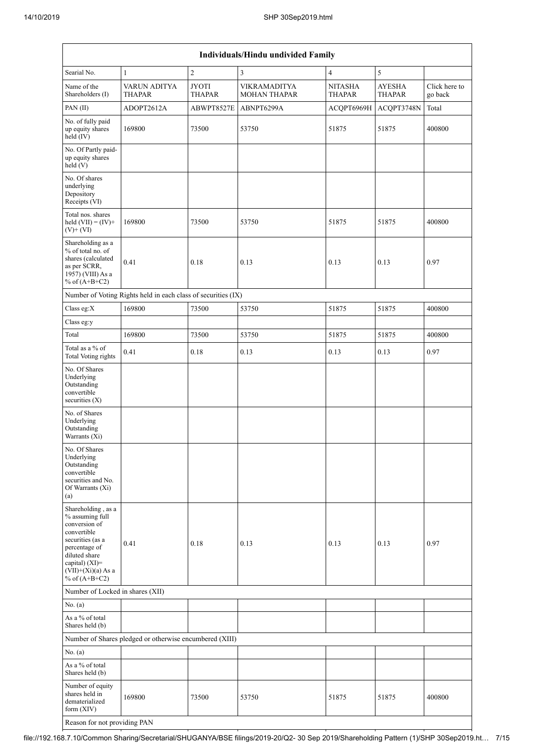| Individuals/Hindu undivided Family | | | | | | |
|---|---|---|---|---|---|---|
| Searial No. | 1 | 2 | 3 | 4 | 5 | |
| Name of the Shareholders (I) | VARUN ADITYA THAPAR | JYOTI THAPAR | VIKRAMADITYA MOHAN THAPAR | NITASHA THAPAR | AYESHA THAPAR | Click here to go back |
| PAN (II) | ADOPT2612A | ABWPT8527E | ABNPT6299A | ACQPT6969H | ACQPT3748N | Total |
| No. of fully paid up equity shares held (IV) | 169800 | 73500 | 53750 | 51875 | 51875 | 400800 |
| No. Of Partly paid-up equity shares held (V) | | | | | | |
| No. Of shares underlying Depository Receipts (VI) | | | | | | |
| Total nos. shares held (VII) = (IV)+ (V)+ (VI) | 169800 | 73500 | 53750 | 51875 | 51875 | 400800 |
| Shareholding as a % of total no. of shares (calculated as per SCRR, 1957) (VIII) As a % of (A+B+C2) | 0.41 | 0.18 | 0.13 | 0.13 | 0.13 | 0.97 |
| Number of Voting Rights held in each class of securities (IX) | | | | | | |
| Class eg:X | 169800 | 73500 | 53750 | 51875 | 51875 | 400800 |
| Class eg:y | | | | | | |
| Total | 169800 | 73500 | 53750 | 51875 | 51875 | 400800 |
| Total as a % of Total Voting rights | 0.41 | 0.18 | 0.13 | 0.13 | 0.13 | 0.97 |
| No. Of Shares Underlying Outstanding convertible securities (X) | | | | | | |
| No. of Shares Underlying Outstanding Warrants (Xi) | | | | | | |
| No. Of Shares Underlying Outstanding convertible securities and No. Of Warrants (Xi) (a) | | | | | | |
| Shareholding , as a % assuming full conversion of convertible securities (as a percentage of diluted share capital) (XI)= (VII)+(Xi)(a) As a % of (A+B+C2) | 0.41 | 0.18 | 0.13 | 0.13 | 0.13 | 0.97 |
| Number of Locked in shares (XII) | | | | | | |
| No. (a) | | | | | | |
| As a % of total Shares held (b) | | | | | | |
| Number of Shares pledged or otherwise encumbered (XIII) | | | | | | |
| No. (a) | | | | | | |
| As a % of total Shares held (b) | | | | | | |
| Number of equity shares held in dematerialized form (XIV) | 169800 | 73500 | 53750 | 51875 | 51875 | 400800 |
| Reason for not providing PAN | | | | | | |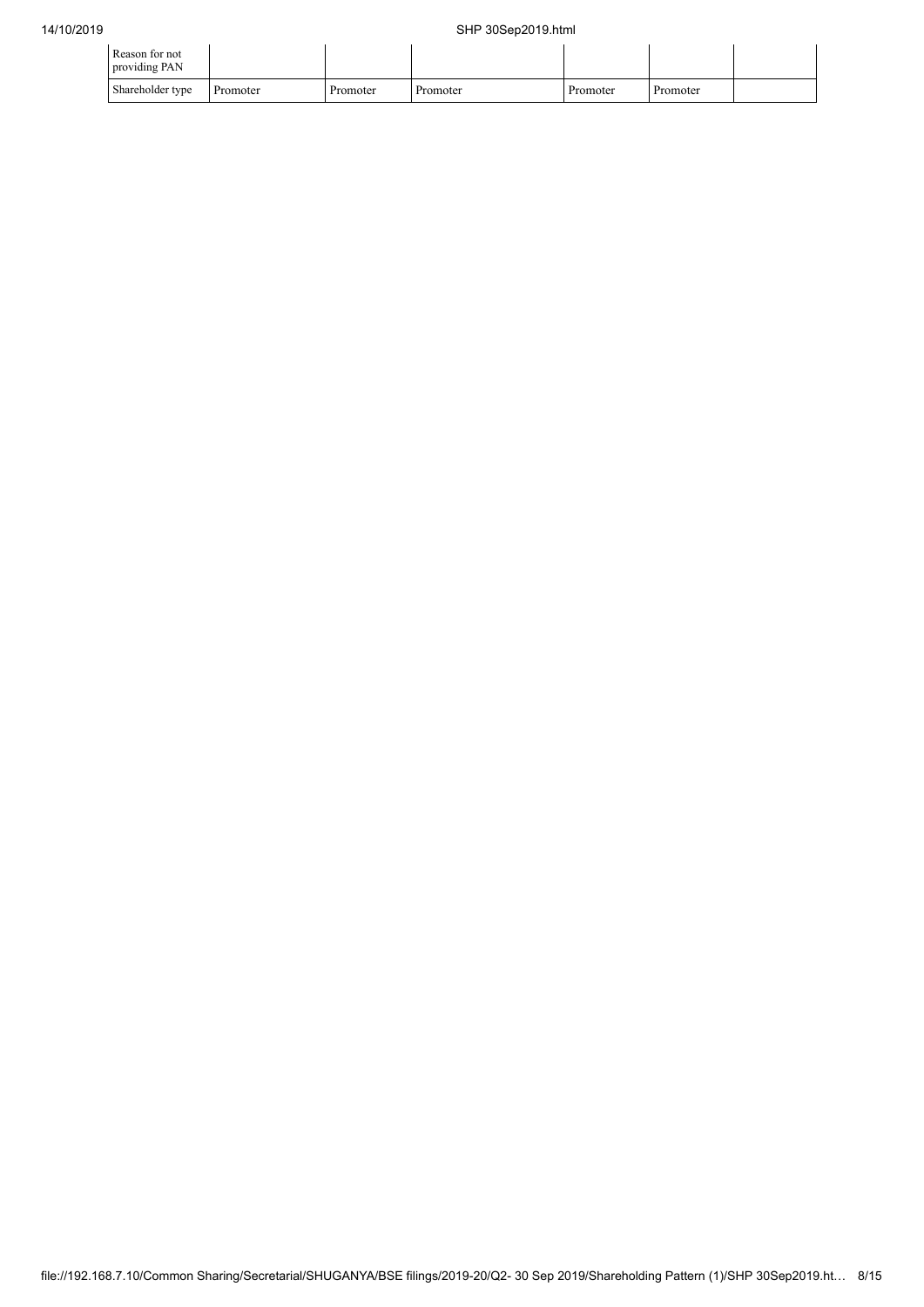| Reason for not providing PAN | | | | | | |
|---|---|---|---|---|---|---|
| Shareholder type | Promoter | Promoter | Promoter | Promoter | Promoter | |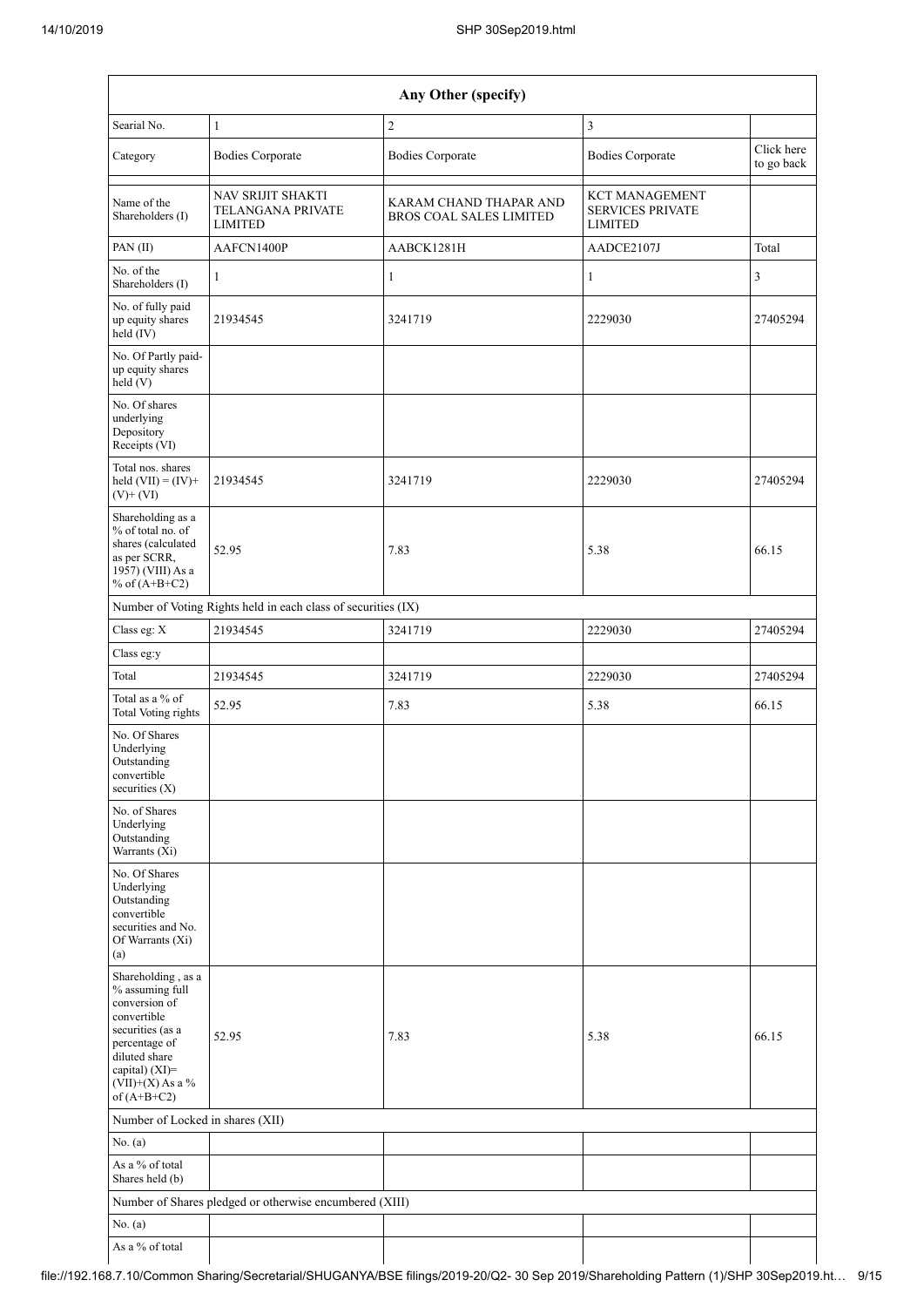| Any Other (specify) | | | | |
|---|---|---|---|---|
| Searial No. | 1 | 2 | 3 | |
| Category | Bodies Corporate | Bodies Corporate | Bodies Corporate | Click here to go back |
| Name of the Shareholders (I) | NAV SRIJIT SHAKTI TELANGANA PRIVATE LIMITED | KARAM CHAND THAPAR AND BROS COAL SALES LIMITED | KCT MANAGEMENT SERVICES PRIVATE LIMITED | |
| PAN (II) | AAFCN1400P | AABCK1281H | AADCE2107J | Total |
| No. of the Shareholders (I) | 1 | 1 | 1 | 3 |
| No. of fully paid up equity shares held (IV) | 21934545 | 3241719 | 2229030 | 27405294 |
| No. Of Partly paid-up equity shares held (V) | | | | |
| No. Of shares underlying Depository Receipts (VI) | | | | |
| Total nos. shares held (VII) = (IV)+(V)+ (VI) | 21934545 | 3241719 | 2229030 | 27405294 |
| Shareholding as a % of total no. of shares (calculated as per SCRR, 1957) (VIII) As a % of (A+B+C2) | 52.95 | 7.83 | 5.38 | 66.15 |
| Number of Voting Rights held in each class of securities (IX) | | | | |
| Class eg: X | 21934545 | 3241719 | 2229030 | 27405294 |
| Class eg:y | | | | |
| Total | 21934545 | 3241719 | 2229030 | 27405294 |
| Total as a % of Total Voting rights | 52.95 | 7.83 | 5.38 | 66.15 |
| No. Of Shares Underlying Outstanding convertible securities (X) | | | | |
| No. of Shares Underlying Outstanding Warrants (Xi) | | | | |
| No. Of Shares Underlying Outstanding convertible securities and No. Of Warrants (Xi) (a) | | | | |
| Shareholding , as a % assuming full conversion of convertible securities (as a percentage of diluted share capital) (XI)= (VII)+(X) As a % of (A+B+C2) | 52.95 | 7.83 | 5.38 | 66.15 |
| Number of Locked in shares (XII) | | | | |
| No. (a) | | | | |
| As a % of total Shares held (b) | | | | |
| Number of Shares pledged or otherwise encumbered (XIII) | | | | |
| No. (a) | | | | |
| As a % of total | | | | |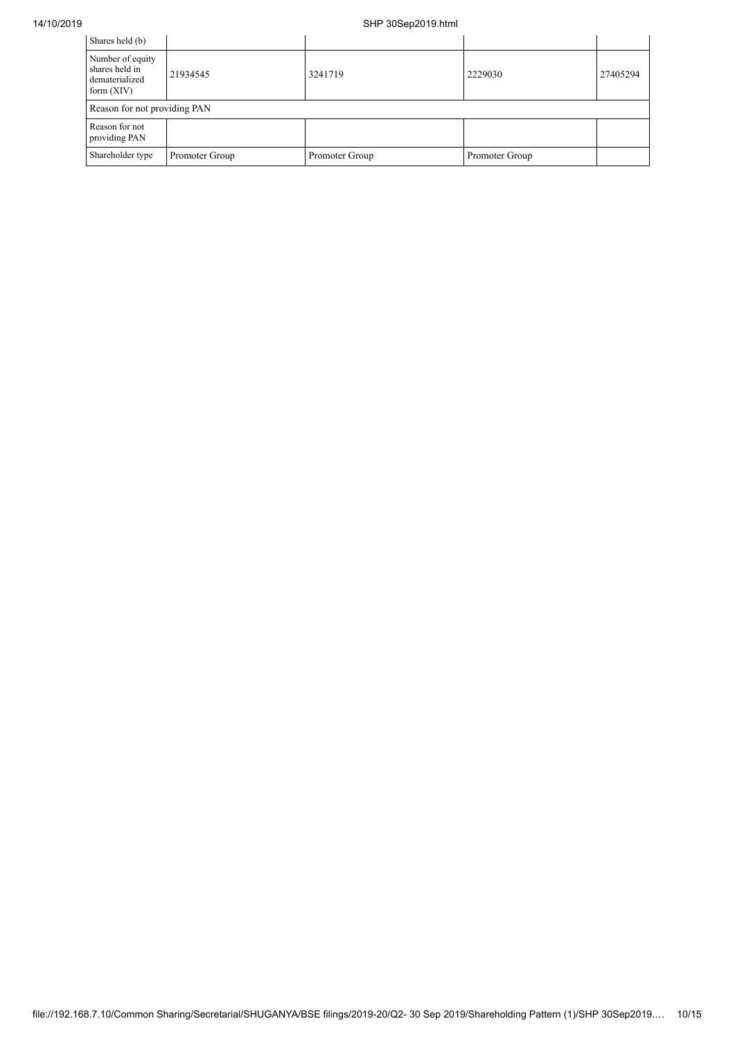| Shares held (b) | | | | |
|---|---|---|---|---|
| Number of equity shares held in dematerialized form (XIV) | 21934545 | 3241719 | 2229030 | 27405294 |
| Reason for not providing PAN | | | | |
| Reason for not providing PAN | | | | |
| Shareholder type | Promoter Group | Promoter Group | Promoter Group | |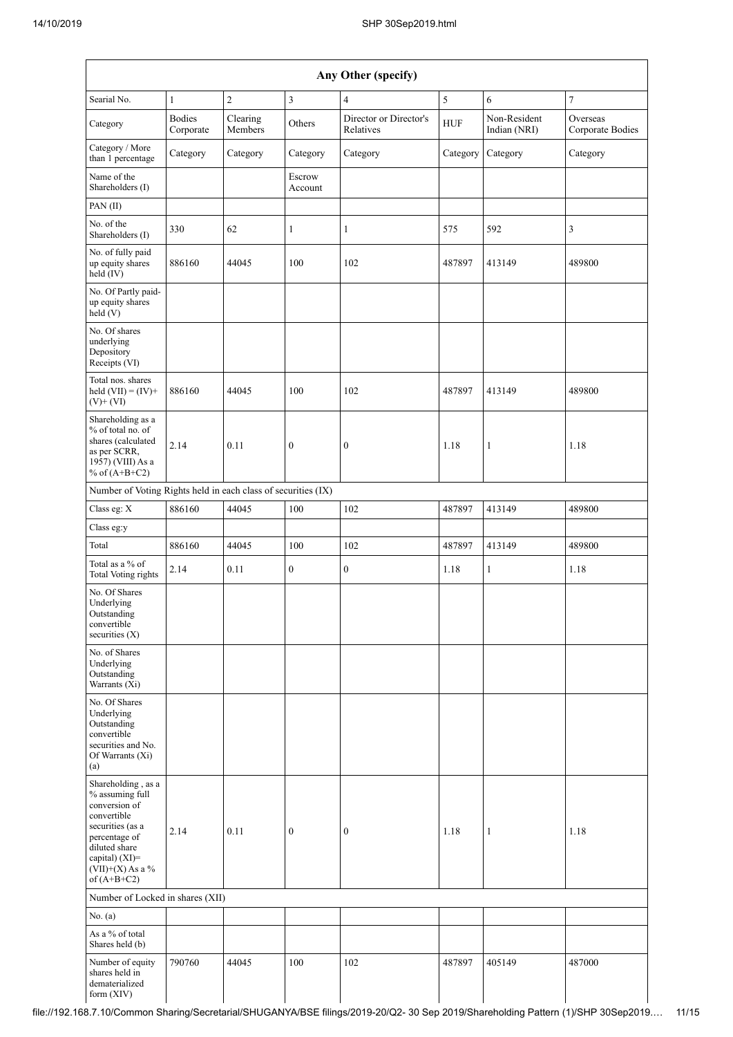| Any Other (specify) | | | | | | | |
|---|---|---|---|---|---|---|---|
| Searial No. | 1 | 2 | 3 | 4 | 5 | 6 | 7 |
| Category | Bodies Corporate | Clearing Members | Others | Director or Director's Relatives | HUF | Non-Resident Indian (NRI) | Overseas Corporate Bodies |
| Category / More than 1 percentage | Category | Category | Category | Category | Category | Category | Category |
| Name of the Shareholders (I) | | | Escrow Account | | | | |
| PAN (II) | | | | | | | |
| No. of the Shareholders (I) | 330 | 62 | 1 | 1 | 575 | 592 | 3 |
| No. of fully paid up equity shares held (IV) | 886160 | 44045 | 100 | 102 | 487897 | 413149 | 489800 |
| No. Of Partly paid-up equity shares held (V) | | | | | | | |
| No. Of shares underlying Depository Receipts (VI) | | | | | | | |
| Total nos. shares held (VII) = (IV)+ (V)+ (VI) | 886160 | 44045 | 100 | 102 | 487897 | 413149 | 489800 |
| Shareholding as a % of total no. of shares (calculated as per SCRR, 1957) (VIII) As a % of (A+B+C2) | 2.14 | 0.11 | 0 | 0 | 1.18 | 1 | 1.18 |
| Number of Voting Rights held in each class of securities (IX) | | | | | | | |
| Class eg: X | 886160 | 44045 | 100 | 102 | 487897 | 413149 | 489800 |
| Class eg:y | | | | | | | |
| Total | 886160 | 44045 | 100 | 102 | 487897 | 413149 | 489800 |
| Total as a % of Total Voting rights | 2.14 | 0.11 | 0 | 0 | 1.18 | 1 | 1.18 |
| No. Of Shares Underlying Outstanding convertible securities (X) | | | | | | | |
| No. of Shares Underlying Outstanding Warrants (Xi) | | | | | | | |
| No. Of Shares Underlying Outstanding convertible securities and No. Of Warrants (Xi) (a) | | | | | | | |
| Shareholding , as a % assuming full conversion of convertible securities (as a percentage of diluted share capital) (XI)= (VII)+(X) As a % of (A+B+C2) | 2.14 | 0.11 | 0 | 0 | 1.18 | 1 | 1.18 |
| Number of Locked in shares (XII) | | | | | | | |
| No. (a) | | | | | | | |
| As a % of total Shares held (b) | | | | | | | |
| Number of equity shares held in dematerialized form (XIV) | 790760 | 44045 | 100 | 102 | 487897 | 405149 | 487000 |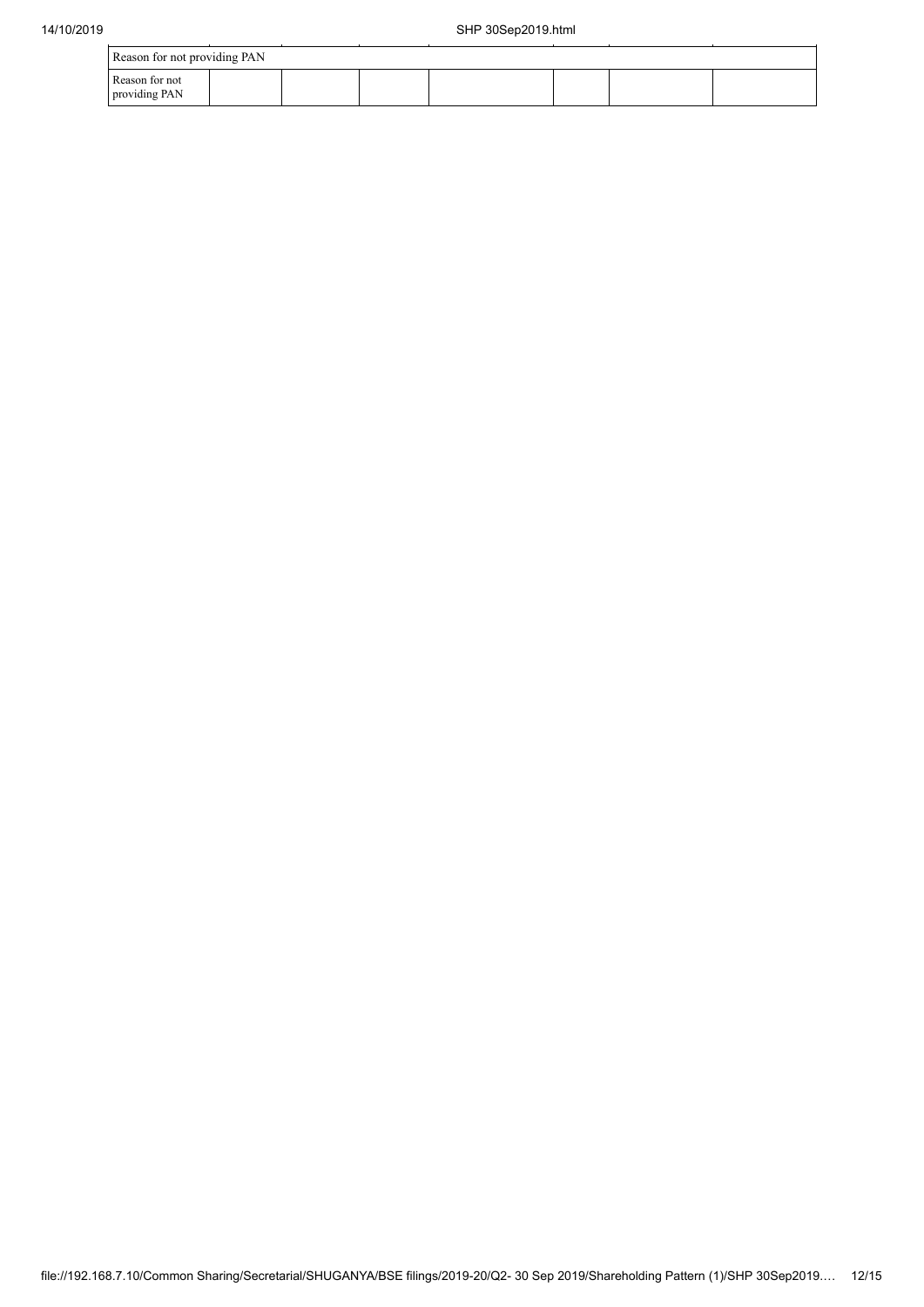| Reason for not providing PAN | | | | | | | |
|---|---|---|---|---|---|---|---|
| Reason for not providing PAN | | | | | | | |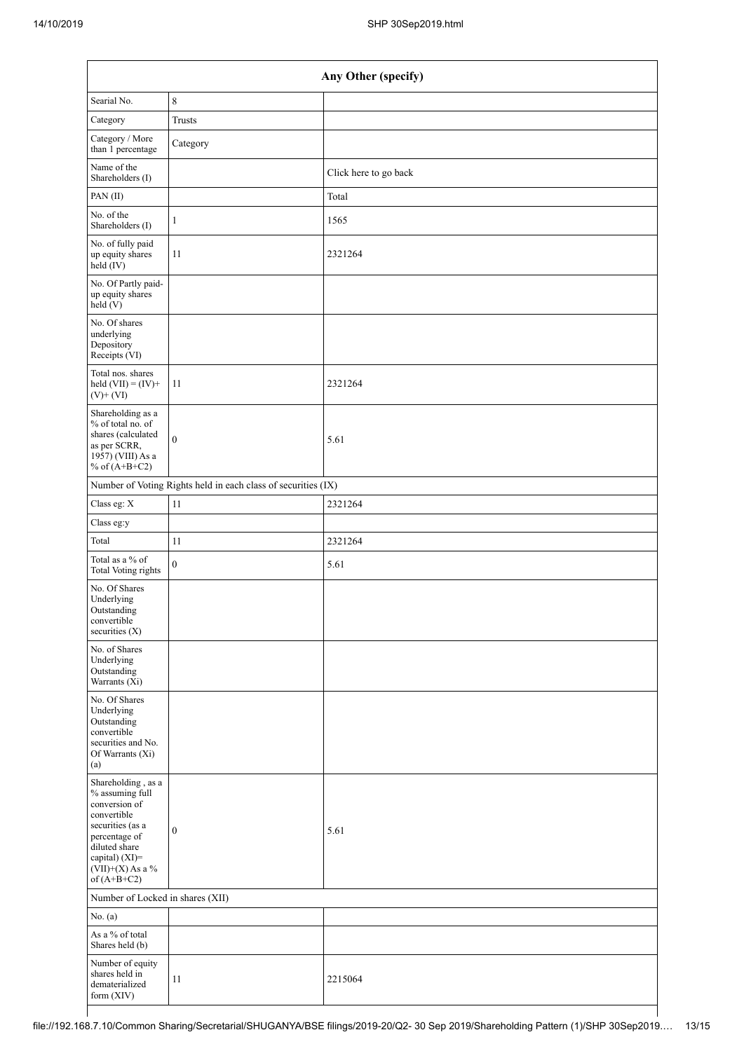| Any Other (specify) | | |
|---|---|---|
| Searial No. | 8 | |
| Category | Trusts | |
| Category / More than 1 percentage | Category | |
| Name of the Shareholders (I) | | Click here to go back |
| PAN (II) | | Total |
| No. of the Shareholders (I) | 1 | 1565 |
| No. of fully paid up equity shares held (IV) | 11 | 2321264 |
| No. Of Partly paid-up equity shares held (V) | | |
| No. Of shares underlying Depository Receipts (VI) | | |
| Total nos. shares held (VII) = (IV)+ (V)+ (VI) | 11 | 2321264 |
| Shareholding as a % of total no. of shares (calculated as per SCRR, 1957) (VIII) As a % of (A+B+C2) | 0 | 5.61 |
| Number of Voting Rights held in each class of securities (IX) | | |
| Class eg: X | 11 | 2321264 |
| Class eg:y | | |
| Total | 11 | 2321264 |
| Total as a % of Total Voting rights | 0 | 5.61 |
| No. Of Shares Underlying Outstanding convertible securities (X) | | |
| No. of Shares Underlying Outstanding Warrants (Xi) | | |
| No. Of Shares Underlying Outstanding convertible securities and No. Of Warrants (Xi) (a) | | |
| Shareholding , as a % assuming full conversion of convertible securities (as a percentage of diluted share capital) (XI)= (VII)+(X) As a % of (A+B+C2) | 0 | 5.61 |
| Number of Locked in shares (XII) | | |
| No. (a) | | |
| As a % of total Shares held (b) | | |
| Number of equity shares held in dematerialized form (XIV) | 11 | 2215064 |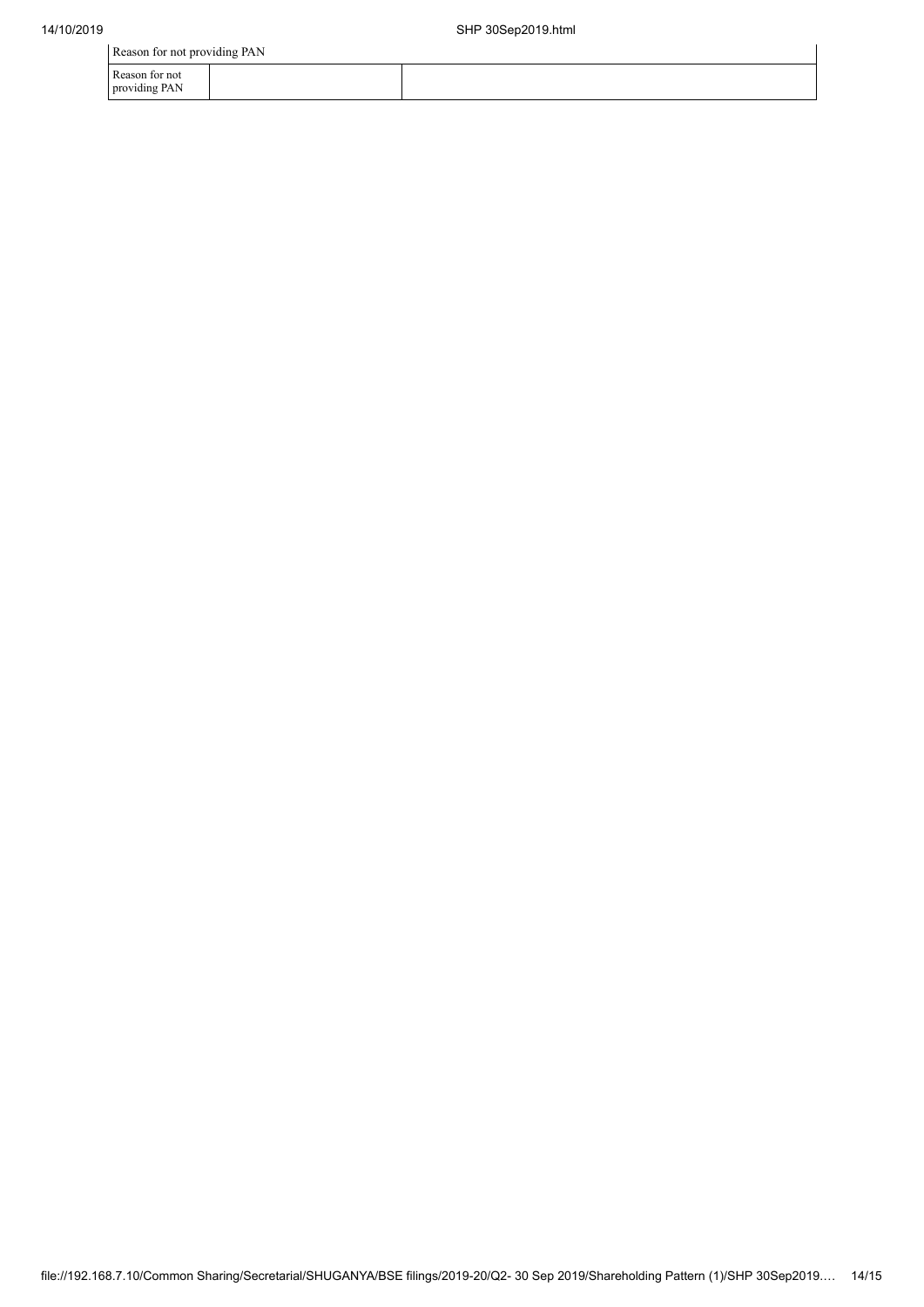| Reason for not providing PAN | | |
|---|---|---|
| Reason for not providing PAN | | |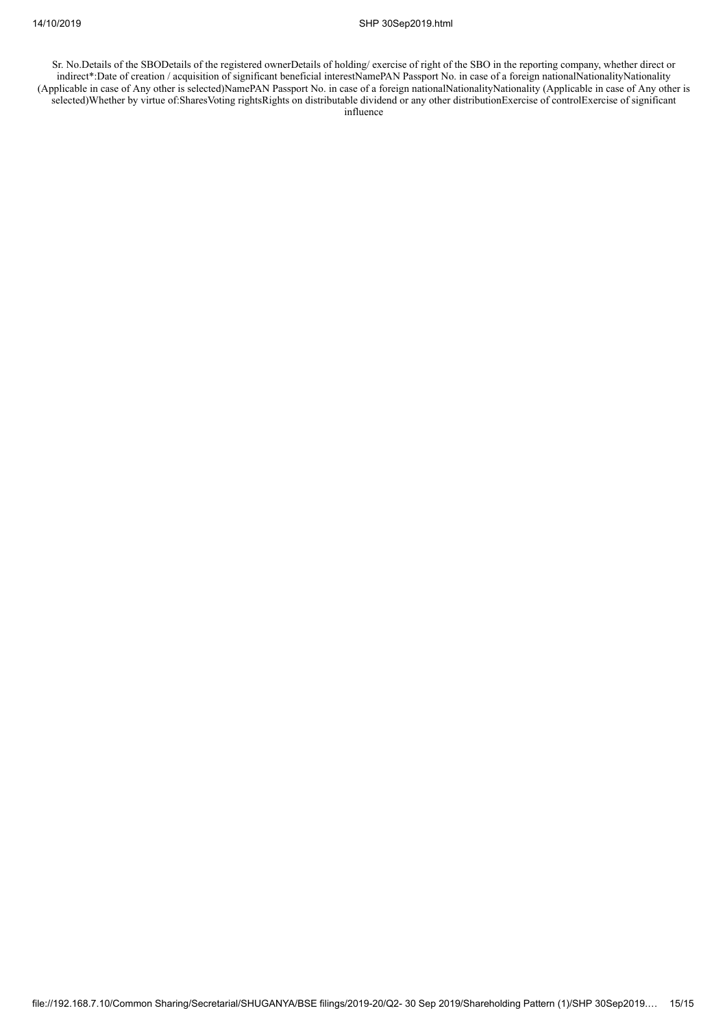| Sr. No. | Details of the SBO | | | | | Details of the registered owner | | | | | Details of holding/ exercise of right of the SBO in the reporting company, whether direct or indirect*: | | | | | Date of creation / acquisition of significant beneficial interest |
|---|---|---|---|---|---|---|---|---|---|---|---|---|---|---|---|---|
| | Name | PAN | Passport No. in case of a foreign national | Nationality | Nationality (Applicable in case of Any other is selected) | Name | PAN | Passport No. in case of a foreign national | Nationality | Nationality (Applicable in case of Any other is selected) | Whether by virtue of: | | | | | |
| | | | | | | | | | | | Shares | Voting rights | Rights on distributable dividend or any other distribution | Exercise of control | Exercise of significant influence | |